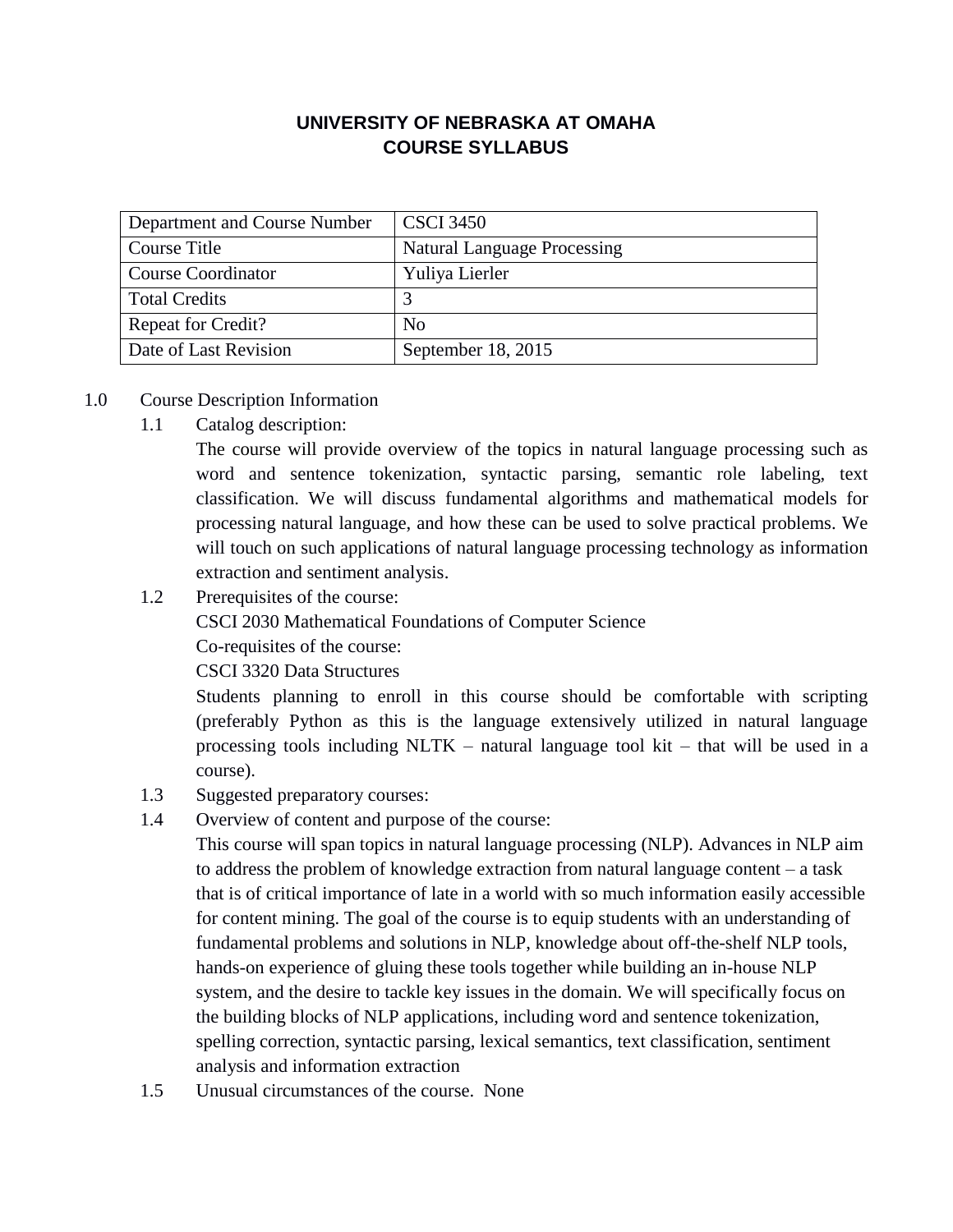# UNIVERSITY OF NEBRASKA AT OMAHA
# COURSE SYLLABUS

| Department and Course Number | CSCI 3450 |
|---|---|
| Course Title | Natural Language Processing |
| Course Coordinator | Yuliya Lierler |
| Total Credits | 3 |
| Repeat for Credit? | No |
| Date of Last Revision | September 18, 2015 |

1.0 Course Description Information

1.1 Catalog description:

The course will provide overview of the topics in natural language processing such as word and sentence tokenization, syntactic parsing, semantic role labeling, text classification. We will discuss fundamental algorithms and mathematical models for processing natural language, and how these can be used to solve practical problems. We will touch on such applications of natural language processing technology as information extraction and sentiment analysis.

1.2 Prerequisites of the course:

CSCI 2030 Mathematical Foundations of Computer Science

Co-requisites of the course:

CSCI 3320 Data Structures

Students planning to enroll in this course should be comfortable with scripting (preferably Python as this is the language extensively utilized in natural language processing tools including NLTK – natural language tool kit – that will be used in a course).

1.3 Suggested preparatory courses:

1.4 Overview of content and purpose of the course:

This course will span topics in natural language processing (NLP). Advances in NLP aim to address the problem of knowledge extraction from natural language content – a task that is of critical importance of late in a world with so much information easily accessible for content mining. The goal of the course is to equip students with an understanding of fundamental problems and solutions in NLP, knowledge about off-the-shelf NLP tools, hands-on experience of gluing these tools together while building an in-house NLP system, and the desire to tackle key issues in the domain. We will specifically focus on the building blocks of NLP applications, including word and sentence tokenization, spelling correction, syntactic parsing, lexical semantics, text classification, sentiment analysis and information extraction

1.5 Unusual circumstances of the course. None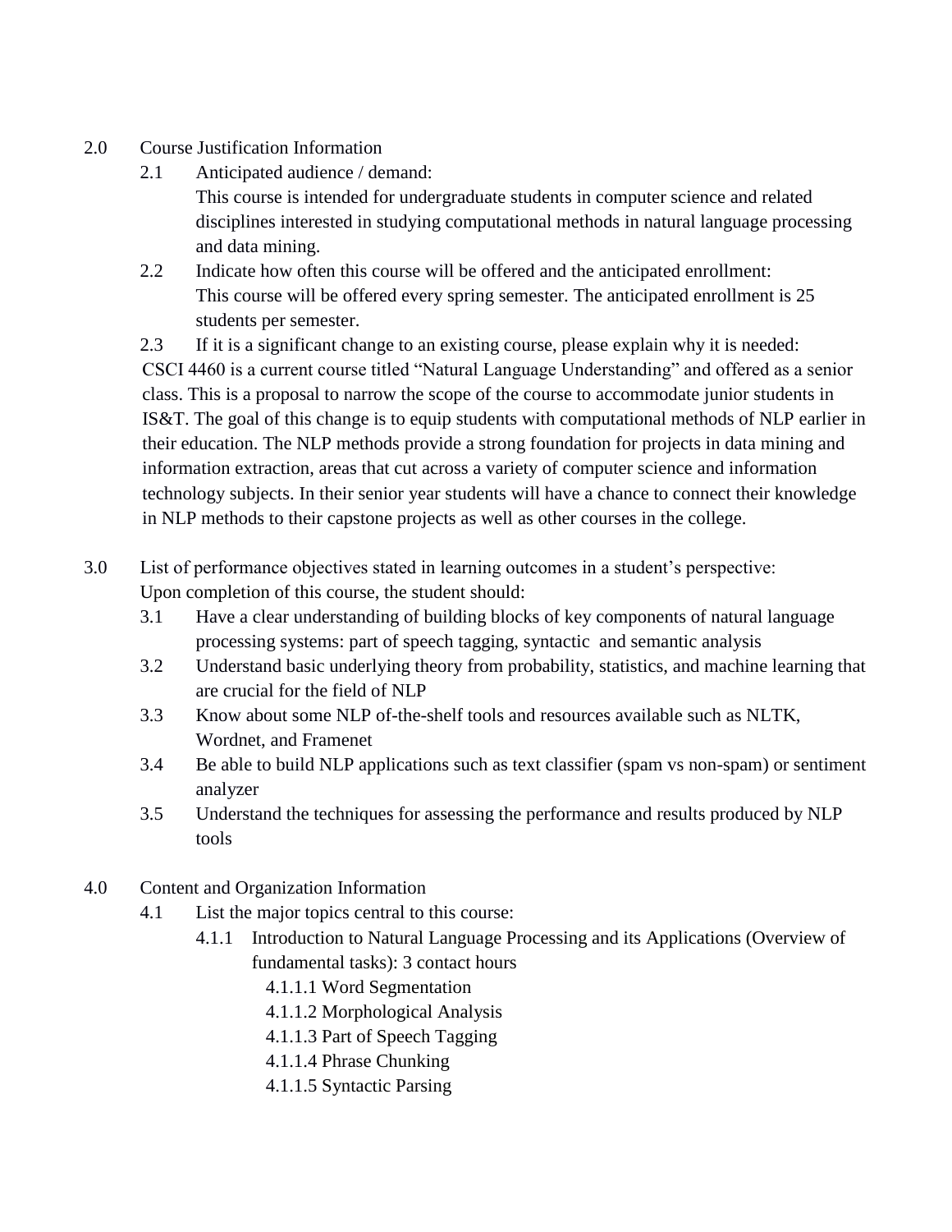2.0 Course Justification Information

2.1 Anticipated audience / demand:
This course is intended for undergraduate students in computer science and related disciplines interested in studying computational methods in natural language processing and data mining.

2.2 Indicate how often this course will be offered and the anticipated enrollment:
This course will be offered every spring semester. The anticipated enrollment is 25 students per semester.

2.3 If it is a significant change to an existing course, please explain why it is needed:
CSCI 4460 is a current course titled “Natural Language Understanding” and offered as a senior class. This is a proposal to narrow the scope of the course to accommodate junior students in IS&T. The goal of this change is to equip students with computational methods of NLP earlier in their education. The NLP methods provide a strong foundation for projects in data mining and information extraction, areas that cut across a variety of computer science and information technology subjects. In their senior year students will have a chance to connect their knowledge in NLP methods to their capstone projects as well as other courses in the college.

3.0 List of performance objectives stated in learning outcomes in a student’s perspective:
Upon completion of this course, the student should:

3.1 Have a clear understanding of building blocks of key components of natural language processing systems: part of speech tagging, syntactic and semantic analysis

3.2 Understand basic underlying theory from probability, statistics, and machine learning that are crucial for the field of NLP

3.3 Know about some NLP of-the-shelf tools and resources available such as NLTK, Wordnet, and Framenet

3.4 Be able to build NLP applications such as text classifier (spam vs non-spam) or sentiment analyzer

3.5 Understand the techniques for assessing the performance and results produced by NLP tools

4.0 Content and Organization Information

4.1 List the major topics central to this course:

4.1.1 Introduction to Natural Language Processing and its Applications (Overview of fundamental tasks): 3 contact hours

4.1.1.1 Word Segmentation

4.1.1.2 Morphological Analysis

4.1.1.3 Part of Speech Tagging

4.1.1.4 Phrase Chunking

4.1.1.5 Syntactic Parsing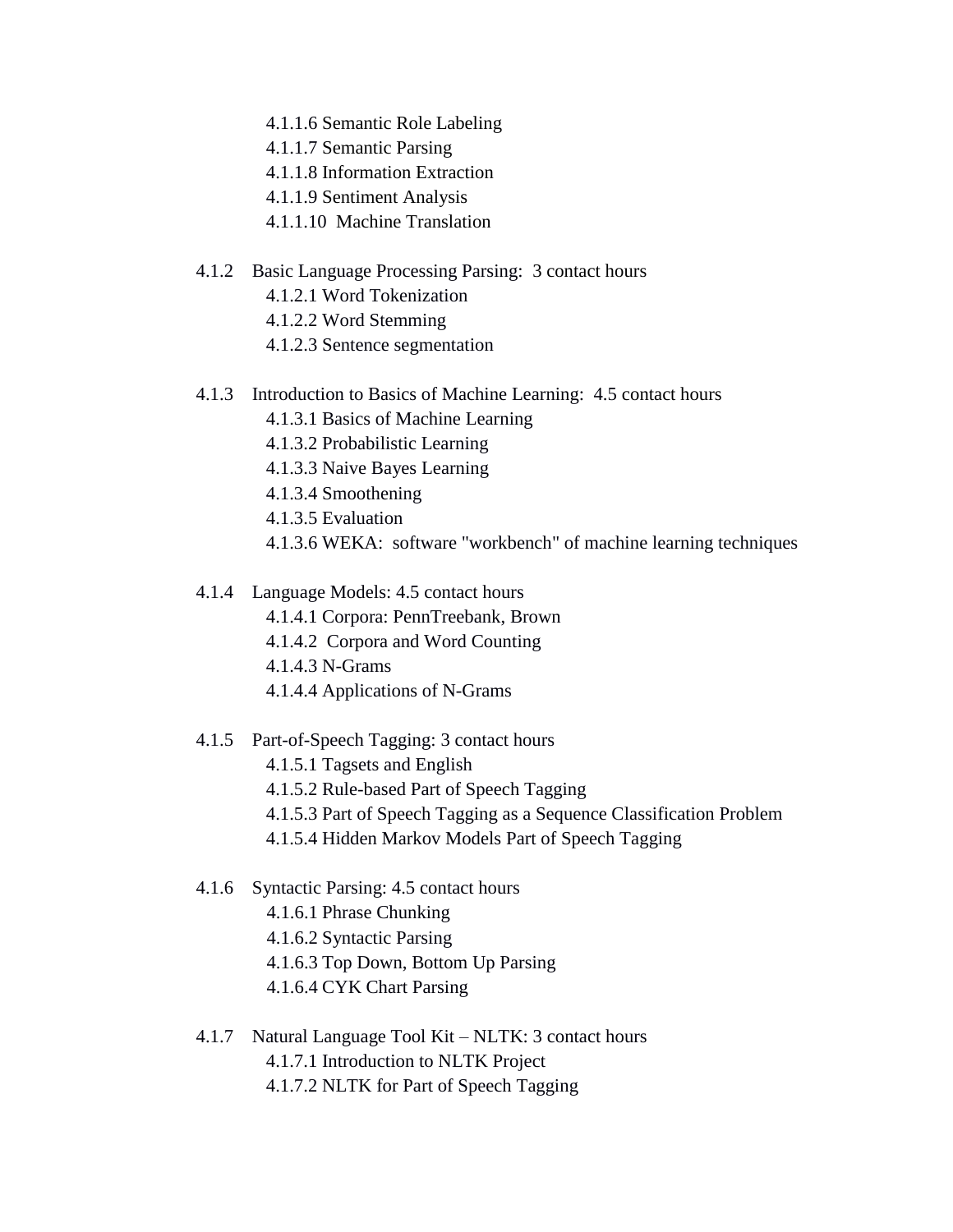- 4.1.1.6 Semantic Role Labeling
- 4.1.1.7 Semantic Parsing
- 4.1.1.8 Information Extraction
- 4.1.1.9 Sentiment Analysis
- 4.1.1.10 Machine Translation

4.1.2 Basic Language Processing Parsing: 3 contact hours

- 4.1.2.1 Word Tokenization
- 4.1.2.2 Word Stemming
- 4.1.2.3 Sentence segmentation

4.1.3 Introduction to Basics of Machine Learning: 4.5 contact hours

- 4.1.3.1 Basics of Machine Learning
- 4.1.3.2 Probabilistic Learning
- 4.1.3.3 Naive Bayes Learning
- 4.1.3.4 Smoothening
- 4.1.3.5 Evaluation
- 4.1.3.6 WEKA: software "workbench" of machine learning techniques

4.1.4 Language Models: 4.5 contact hours

- 4.1.4.1 Corpora: PennTreebank, Brown
- 4.1.4.2 Corpora and Word Counting
- 4.1.4.3 N-Grams
- 4.1.4.4 Applications of N-Grams

4.1.5 Part-of-Speech Tagging: 3 contact hours

- 4.1.5.1 Tagsets and English
- 4.1.5.2 Rule-based Part of Speech Tagging
- 4.1.5.3 Part of Speech Tagging as a Sequence Classification Problem
- 4.1.5.4 Hidden Markov Models Part of Speech Tagging

4.1.6 Syntactic Parsing: 4.5 contact hours

- 4.1.6.1 Phrase Chunking
- 4.1.6.2 Syntactic Parsing
- 4.1.6.3 Top Down, Bottom Up Parsing
- 4.1.6.4 CYK Chart Parsing

4.1.7 Natural Language Tool Kit – NLTK: 3 contact hours

- 4.1.7.1 Introduction to NLTK Project
- 4.1.7.2 NLTK for Part of Speech Tagging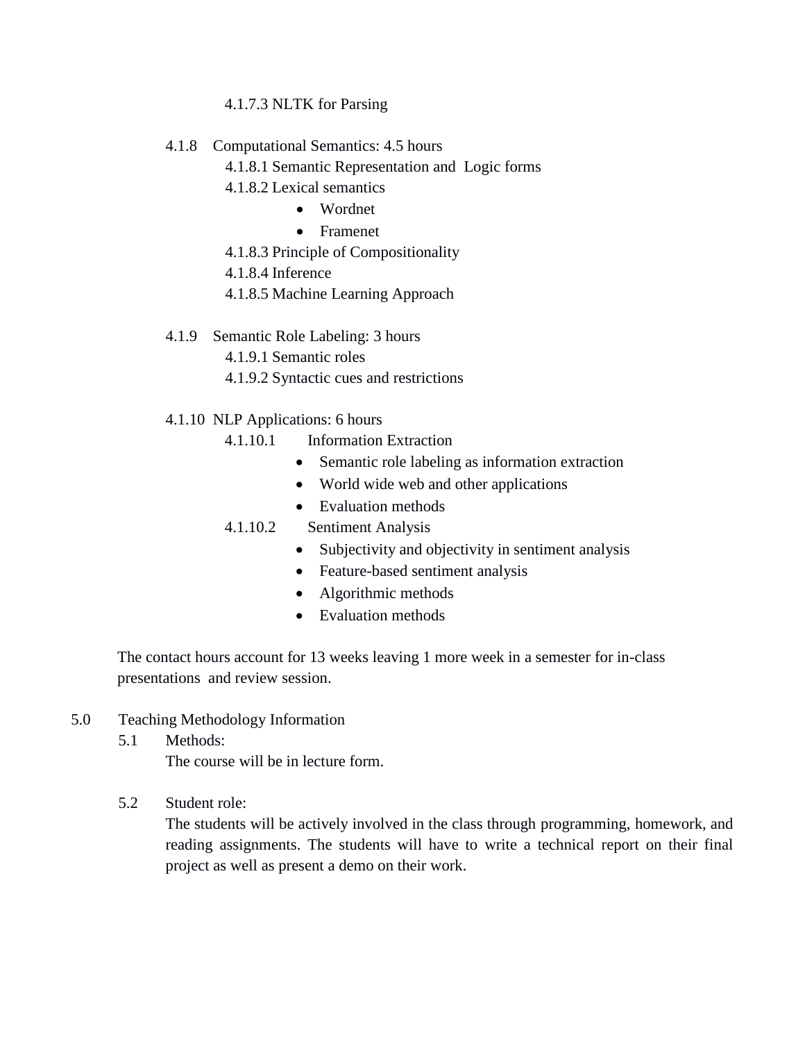4.1.7.3 NLTK for Parsing

4.1.8 Computational Semantics: 4.5 hours

4.1.8.1 Semantic Representation and Logic forms

4.1.8.2 Lexical semantics

- Wordnet
- Framenet

4.1.8.3 Principle of Compositionality

4.1.8.4 Inference

4.1.8.5 Machine Learning Approach

4.1.9 Semantic Role Labeling: 3 hours

4.1.9.1 Semantic roles

4.1.9.2 Syntactic cues and restrictions

4.1.10 NLP Applications: 6 hours

4.1.10.1 Information Extraction

- Semantic role labeling as information extraction
- World wide web and other applications
- Evaluation methods

4.1.10.2 Sentiment Analysis

- Subjectivity and objectivity in sentiment analysis
- Feature-based sentiment analysis
- Algorithmic methods
- Evaluation methods

The contact hours account for 13 weeks leaving 1 more week in a semester for in-class presentations and review session.

## 5.0 Teaching Methodology Information

### 5.1 Methods:

The course will be in lecture form.

### 5.2 Student role:

The students will be actively involved in the class through programming, homework, and reading assignments. The students will have to write a technical report on their final project as well as present a demo on their work.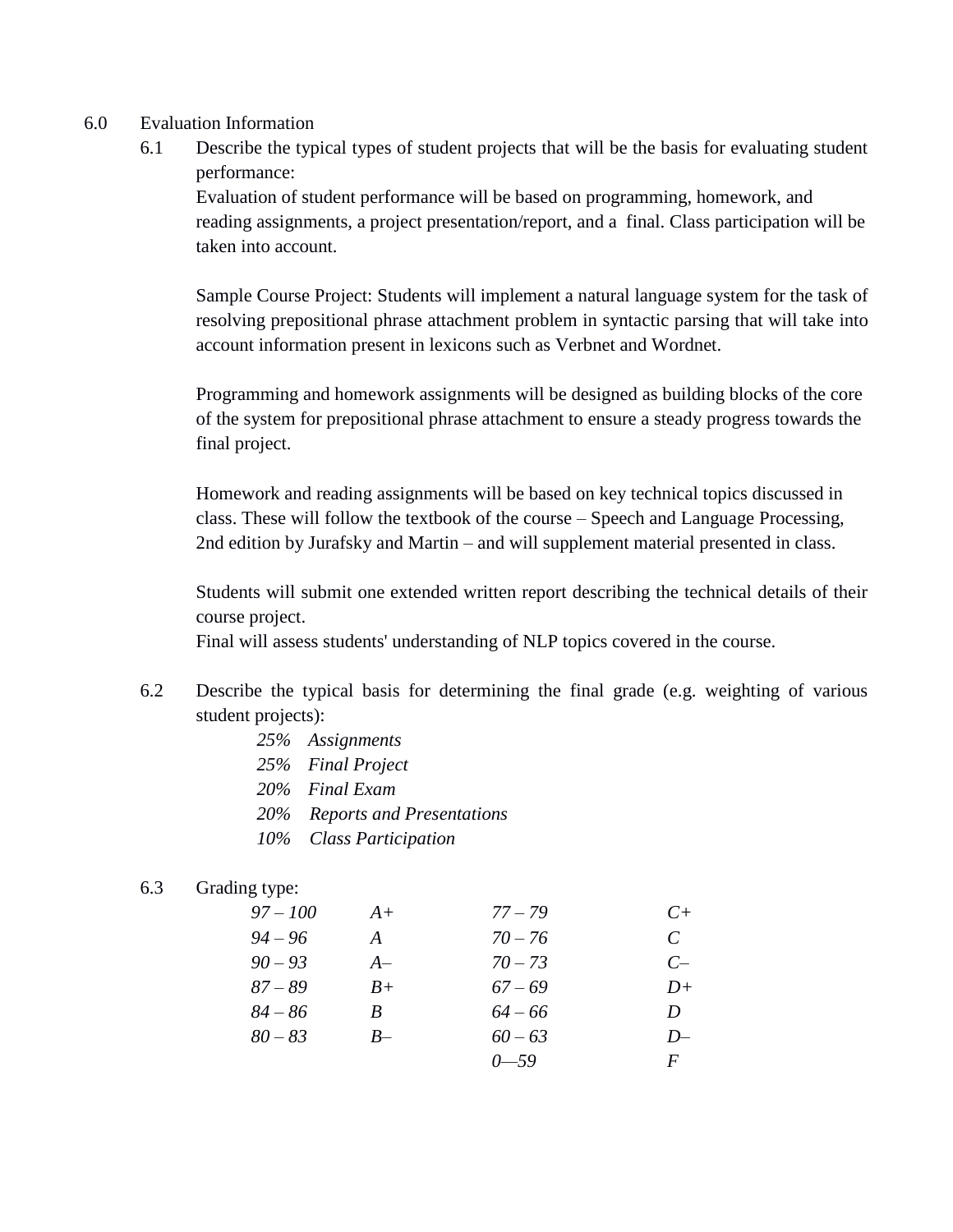## 6.0 Evaluation Information

### 6.1 Describe the typical types of student projects that will be the basis for evaluating student performance:

Evaluation of student performance will be based on programming, homework, and reading assignments, a project presentation/report, and a final. Class participation will be taken into account.

Sample Course Project: Students will implement a natural language system for the task of resolving prepositional phrase attachment problem in syntactic parsing that will take into account information present in lexicons such as Verbnet and Wordnet.

Programming and homework assignments will be designed as building blocks of the core of the system for prepositional phrase attachment to ensure a steady progress towards the final project.

Homework and reading assignments will be based on key technical topics discussed in class. These will follow the textbook of the course – Speech and Language Processing, 2nd edition by Jurafsky and Martin – and will supplement material presented in class.

Students will submit one extended written report describing the technical details of their course project.
Final will assess students' understanding of NLP topics covered in the course.

### 6.2 Describe the typical basis for determining the final grade (e.g. weighting of various student projects):

*25% Assignments*
*25% Final Project*
*20% Final Exam*
*20% Reports and Presentations*
*10% Class Participation*

### 6.3 Grading type:

| | | | |
|---|---|---|---|
| *97 – 100* | *A+* | *77 – 79* | *C+* |
| *94 – 96* | *A* | *70 – 76* | *C* |
| *90 – 93* | *A–* | *70 – 73* | *C–* |
| *87 – 89* | *B+* | *67 – 69* | *D+* |
| *84 – 86* | *B* | *64 – 66* | *D* |
| *80 – 83* | *B–* | *60 – 63* | *D–* |
| | | *0—59* | *F* |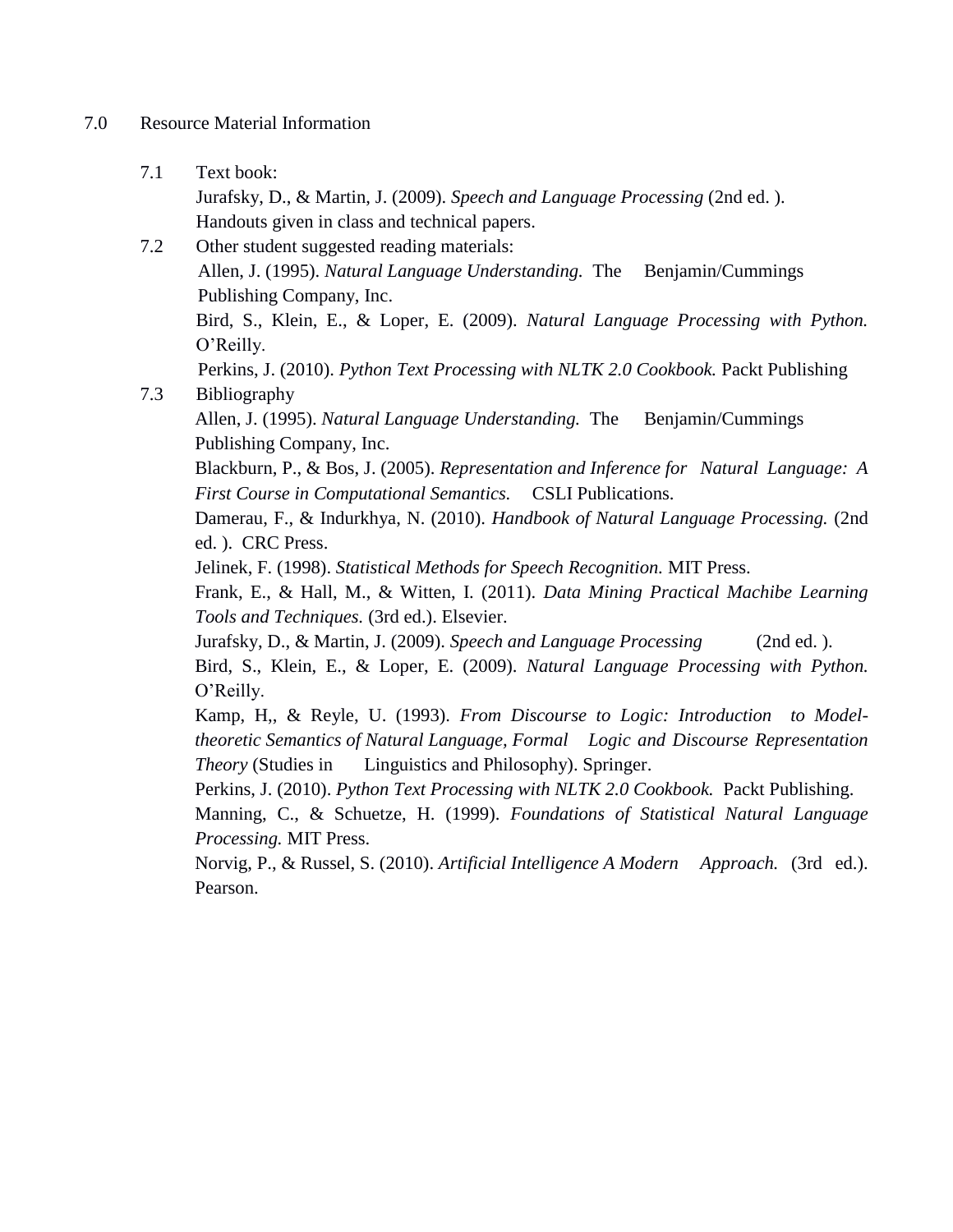## 7.0 Resource Material Information

### 7.1 Text book:

Jurafsky, D., & Martin, J. (2009). *Speech and Language Processing* (2nd ed. ).

Handouts given in class and technical papers.

### 7.2 Other student suggested reading materials:

Allen, J. (1995). *Natural Language Understanding.* The Benjamin/Cummings Publishing Company, Inc.

Bird, S., Klein, E., & Loper, E. (2009). *Natural Language Processing with Python.* O'Reilly.

Perkins, J. (2010). *Python Text Processing with NLTK 2.0 Cookbook.* Packt Publishing

### 7.3 Bibliography

Allen, J. (1995). *Natural Language Understanding.* The Benjamin/Cummings Publishing Company, Inc.

Blackburn, P., & Bos, J. (2005). *Representation and Inference for Natural Language: A First Course in Computational Semantics.* CSLI Publications.

Damerau, F., & Indurkhya, N. (2010). *Handbook of Natural Language Processing.* (2nd ed. ). CRC Press.

Jelinek, F. (1998). *Statistical Methods for Speech Recognition.* MIT Press.

Frank, E., & Hall, M., & Witten, I. (2011). *Data Mining Practical Machibe Learning Tools and Techniques.* (3rd ed.). Elsevier.

Jurafsky, D., & Martin, J. (2009). *Speech and Language Processing* (2nd ed. ).

Bird, S., Klein, E., & Loper, E. (2009). *Natural Language Processing with Python.* O'Reilly.

Kamp, H,, & Reyle, U. (1993). *From Discourse to Logic: Introduction to Model-theoretic Semantics of Natural Language, Formal Logic and Discourse Representation Theory* (Studies in Linguistics and Philosophy). Springer.

Perkins, J. (2010). *Python Text Processing with NLTK 2.0 Cookbook.* Packt Publishing.

Manning, C., & Schuetze, H. (1999). *Foundations of Statistical Natural Language Processing.* MIT Press.

Norvig, P., & Russel, S. (2010). *Artificial Intelligence A Modern Approach.* (3rd ed.). Pearson.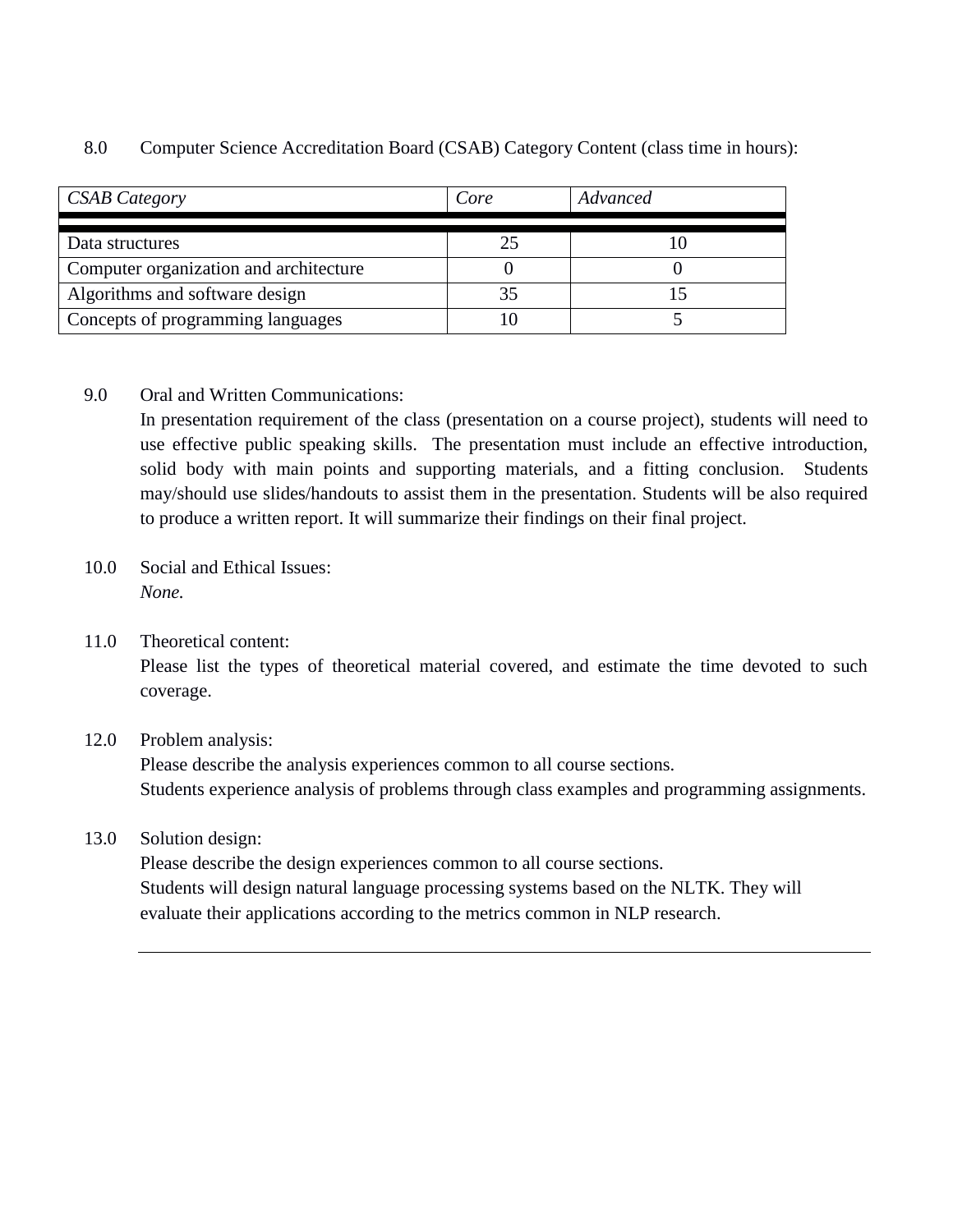8.0 Computer Science Accreditation Board (CSAB) Category Content (class time in hours):

| *CSAB Category* | *Core* | *Advanced* |
| --- | --- | --- |
| Data structures | 25 | 10 |
| Computer organization and architecture | 0 | 0 |
| Algorithms and software design | 35 | 15 |
| Concepts of programming languages | 10 | 5 |

9.0 Oral and Written Communications:

In presentation requirement of the class (presentation on a course project), students will need to use effective public speaking skills. The presentation must include an effective introduction, solid body with main points and supporting materials, and a fitting conclusion. Students may/should use slides/handouts to assist them in the presentation. Students will be also required to produce a written report. It will summarize their findings on their final project.

10.0 Social and Ethical Issues:

*None.*

11.0 Theoretical content:

Please list the types of theoretical material covered, and estimate the time devoted to such coverage.

12.0 Problem analysis:

Please describe the analysis experiences common to all course sections.
Students experience analysis of problems through class examples and programming assignments.

13.0 Solution design:

Please describe the design experiences common to all course sections.
Students will design natural language processing systems based on the NLTK. They will evaluate their applications according to the metrics common in NLP research.

---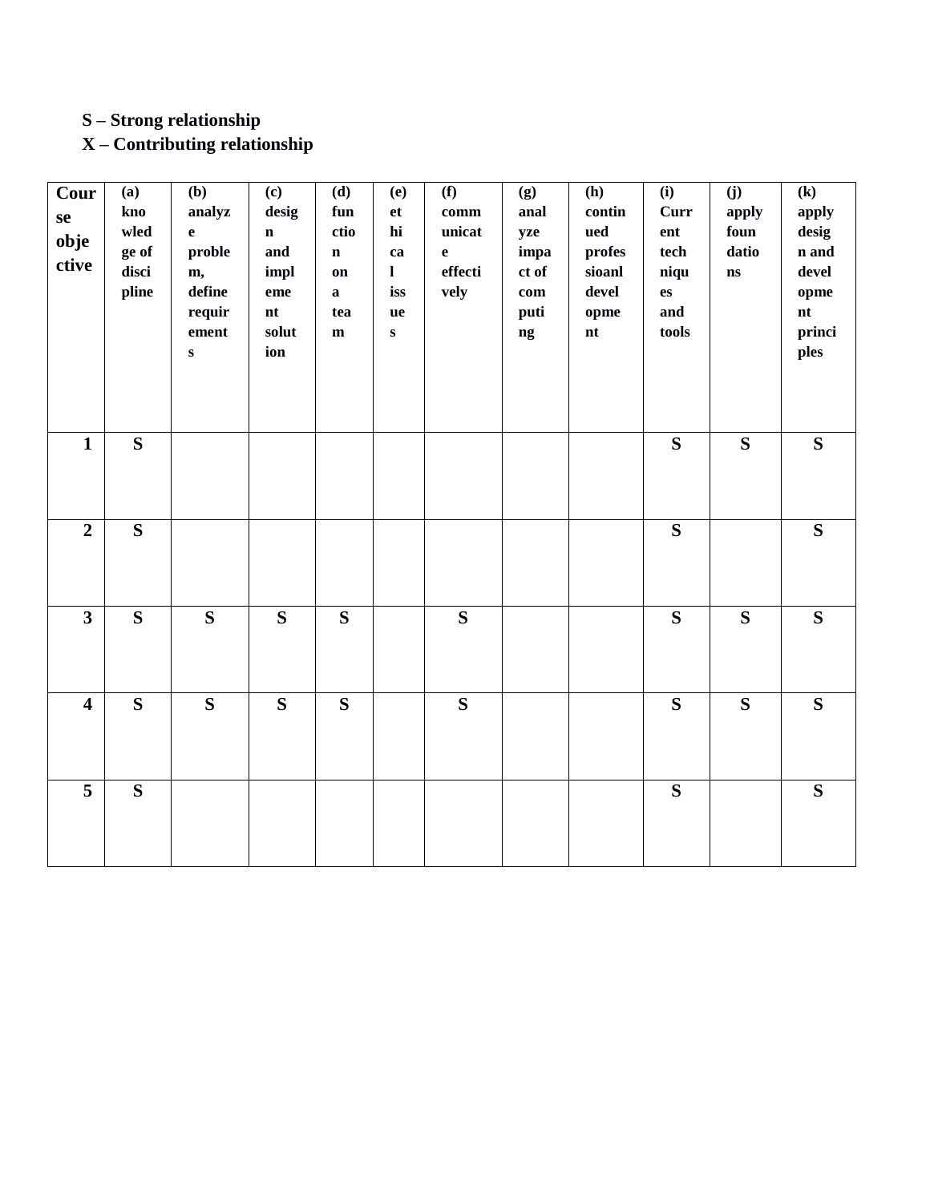**S – Strong relationship**
**X – Contributing relationship**

| Course objective | (a) knowledge of discipline | (b) analyze problem, define requirements | (c) design and implement solution | (d) function on a team | (e) ethical issues | (f) communicate effectively | (g) analyze impact of computing | (h) continued professioanl development | (i) Current techniques and tools | (j) apply foundations | (k) apply design and development principles |
|---|---|---|---|---|---|---|---|---|---|---|---|
| 1 | S | | | | | | | | S | S | S |
| 2 | S | | | | | | | | S | | S |
| 3 | S | S | S | S | | S | | | S | S | S |
| 4 | S | S | S | S | | S | | | S | S | S |
| 5 | S | | | | | | | | S | | S |